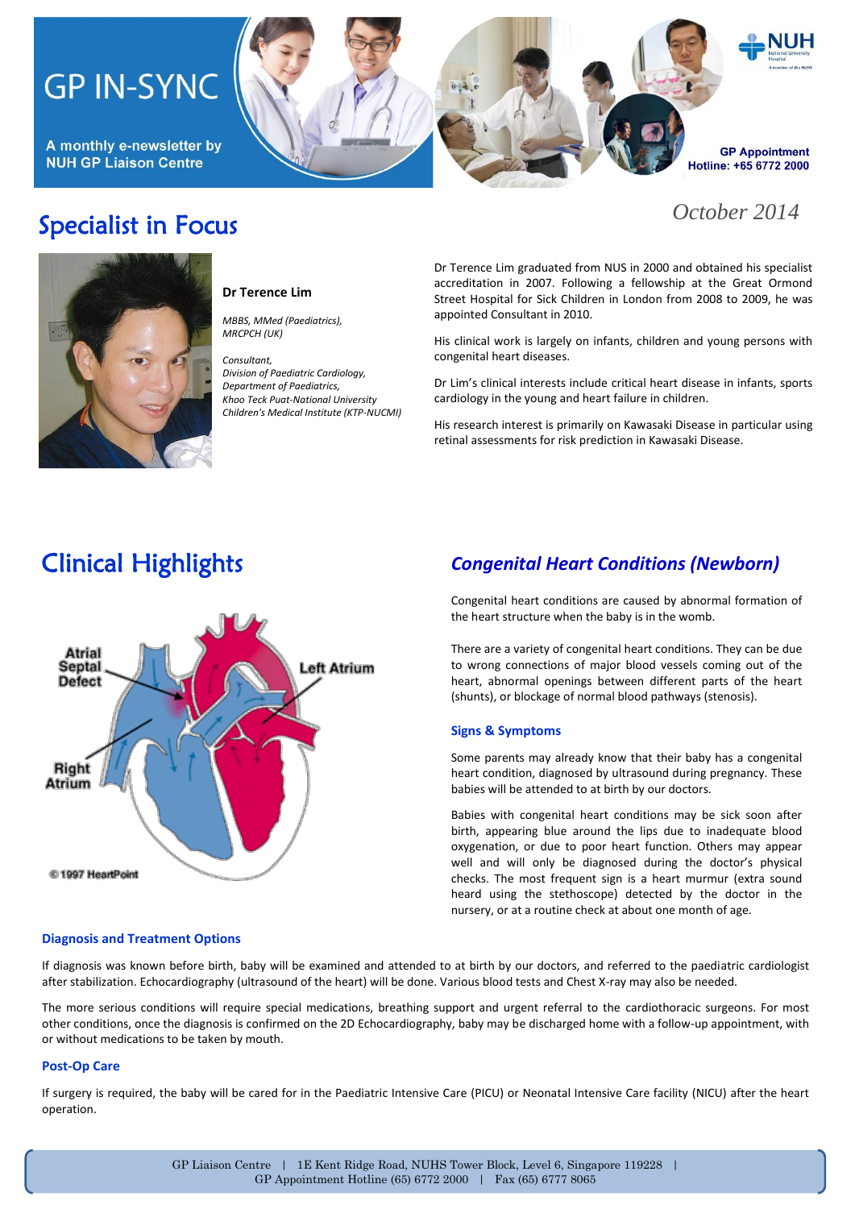# GP IN-SYNC

A monthly e-newsletter by NUH GP Liaison Centre

GP Appointment Hotline: +65 6772 2000

October 2014

## Specialist in Focus

**Dr Terence Lim**

*MBBS, MMed (Paediatrics), MRCPCH (UK)*

*Consultant, Division of Paediatric Cardiology, Department of Paediatrics, Khoo Teck Puat-National University Children's Medical Institute (KTP-NUCMI)*

Dr Terence Lim graduated from NUS in 2000 and obtained his specialist accreditation in 2007. Following a fellowship at the Great Ormond Street Hospital for Sick Children in London from 2008 to 2009, he was appointed Consultant in 2010.

His clinical work is largely on infants, children and young persons with congenital heart diseases.

Dr Lim's clinical interests include critical heart disease in infants, sports cardiology in the young and heart failure in children.

His research interest is primarily on Kawasaki Disease in particular using retinal assessments for risk prediction in Kawasaki Disease.

## Clinical Highlights

### *Congenital Heart Conditions (Newborn)*

Congenital heart conditions are caused by abnormal formation of the heart structure when the baby is in the womb.

There are a variety of congenital heart conditions. They can be due to wrong connections of major blood vessels coming out of the heart, abnormal openings between different parts of the heart (shunts), or blockage of normal blood pathways (stenosis).

#### Signs & Symptoms

Some parents may already know that their baby has a congenital heart condition, diagnosed by ultrasound during pregnancy. These babies will be attended to at birth by our doctors.

Babies with congenital heart conditions may be sick soon after birth, appearing blue around the lips due to inadequate blood oxygenation, or due to poor heart function. Others may appear well and will only be diagnosed during the doctor's physical checks. The most frequent sign is a heart murmur (extra sound heard using the stethoscope) detected by the doctor in the nursery, or at a routine check at about one month of age.

#### Diagnosis and Treatment Options

If diagnosis was known before birth, baby will be examined and attended to at birth by our doctors, and referred to the paediatric cardiologist after stabilization. Echocardiography (ultrasound of the heart) will be done. Various blood tests and Chest X-ray may also be needed.

The more serious conditions will require special medications, breathing support and urgent referral to the cardiothoracic surgeons. For most other conditions, once the diagnosis is confirmed on the 2D Echocardiography, baby may be discharged home with a follow-up appointment, with or without medications to be taken by mouth.

#### Post-Op Care

If surgery is required, the baby will be cared for in the Paediatric Intensive Care (PICU) or Neonatal Intensive Care facility (NICU) after the heart operation.

GP Liaison Centre | 1E Kent Ridge Road, NUHS Tower Block, Level 6, Singapore 119228 | GP Appointment Hotline (65) 6772 2000 | Fax (65) 6777 8065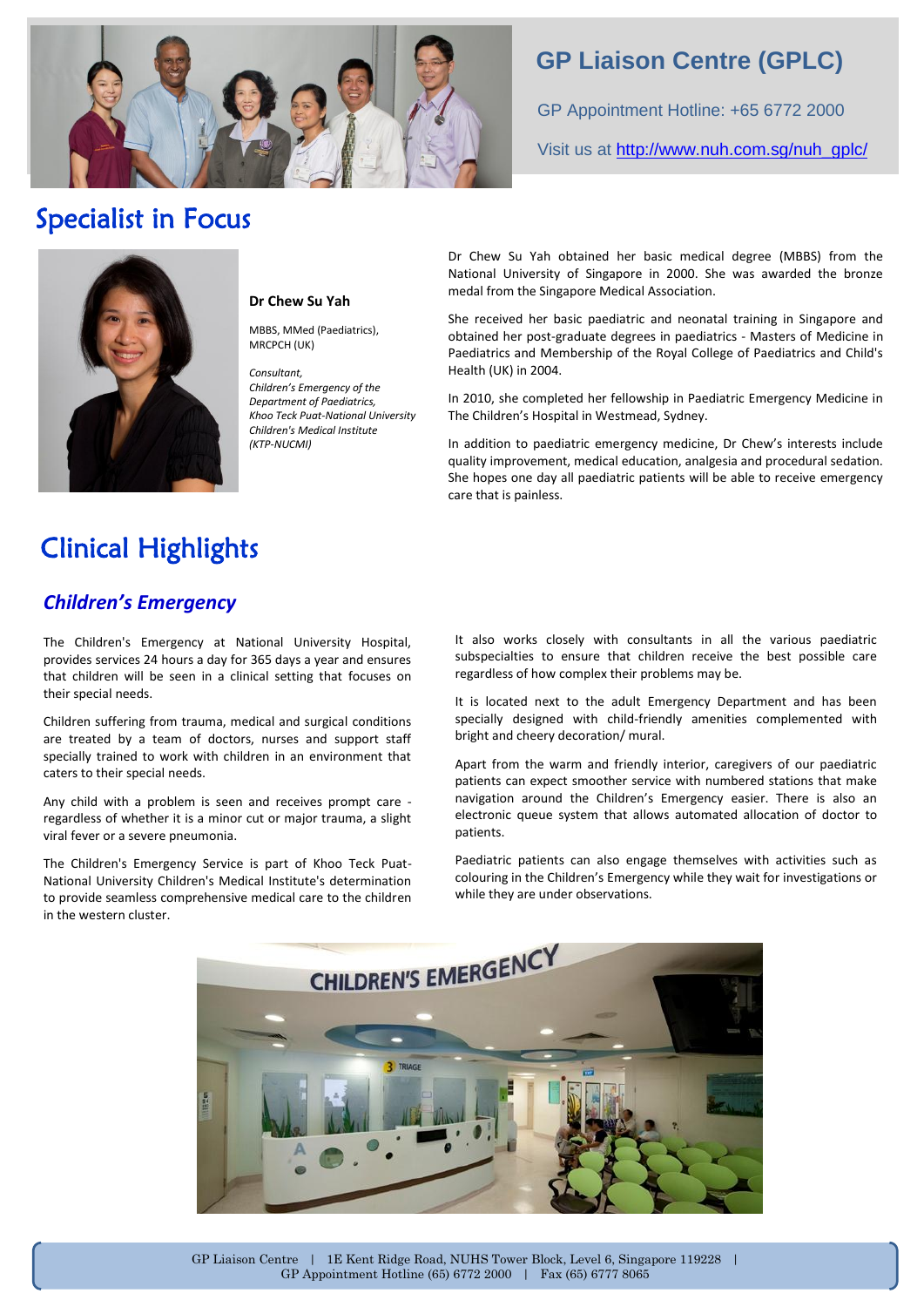## GP Liaison Centre (GPLC)

GP Appointment Hotline: +65 6772 2000

Visit us at http://www.nuh.com.sg/nuh_gplc/

# Specialist in Focus

**Dr Chew Su Yah**

MBBS, MMed (Paediatrics), MRCPCH (UK)

*Consultant,*
*Children's Emergency of the Department of Paediatrics, Khoo Teck Puat-National University Children's Medical Institute (KTP-NUCMI)*

Dr Chew Su Yah obtained her basic medical degree (MBBS) from the National University of Singapore in 2000. She was awarded the bronze medal from the Singapore Medical Association.

She received her basic paediatric and neonatal training in Singapore and obtained her post-graduate degrees in paediatrics - Masters of Medicine in Paediatrics and Membership of the Royal College of Paediatrics and Child's Health (UK) in 2004.

In 2010, she completed her fellowship in Paediatric Emergency Medicine in The Children's Hospital in Westmead, Sydney.

In addition to paediatric emergency medicine, Dr Chew's interests include quality improvement, medical education, analgesia and procedural sedation. She hopes one day all paediatric patients will be able to receive emergency care that is painless.

# Clinical Highlights

## *Children's Emergency*

The Children's Emergency at National University Hospital, provides services 24 hours a day for 365 days a year and ensures that children will be seen in a clinical setting that focuses on their special needs.

Children suffering from trauma, medical and surgical conditions are treated by a team of doctors, nurses and support staff specially trained to work with children in an environment that caters to their special needs.

Any child with a problem is seen and receives prompt care - regardless of whether it is a minor cut or major trauma, a slight viral fever or a severe pneumonia.

The Children's Emergency Service is part of Khoo Teck Puat-National University Children's Medical Institute's determination to provide seamless comprehensive medical care to the children in the western cluster.

It also works closely with consultants in all the various paediatric subspecialties to ensure that children receive the best possible care regardless of how complex their problems may be.

It is located next to the adult Emergency Department and has been specially designed with child-friendly amenities complemented with bright and cheery decoration/ mural.

Apart from the warm and friendly interior, caregivers of our paediatric patients can expect smoother service with numbered stations that make navigation around the Children's Emergency easier. There is also an electronic queue system that allows automated allocation of doctor to patients.

Paediatric patients can also engage themselves with activities such as colouring in the Children's Emergency while they wait for investigations or while they are under observations.

GP Liaison Centre | 1E Kent Ridge Road, NUHS Tower Block, Level 6, Singapore 119228 | GP Appointment Hotline (65) 6772 2000 | Fax (65) 6777 8065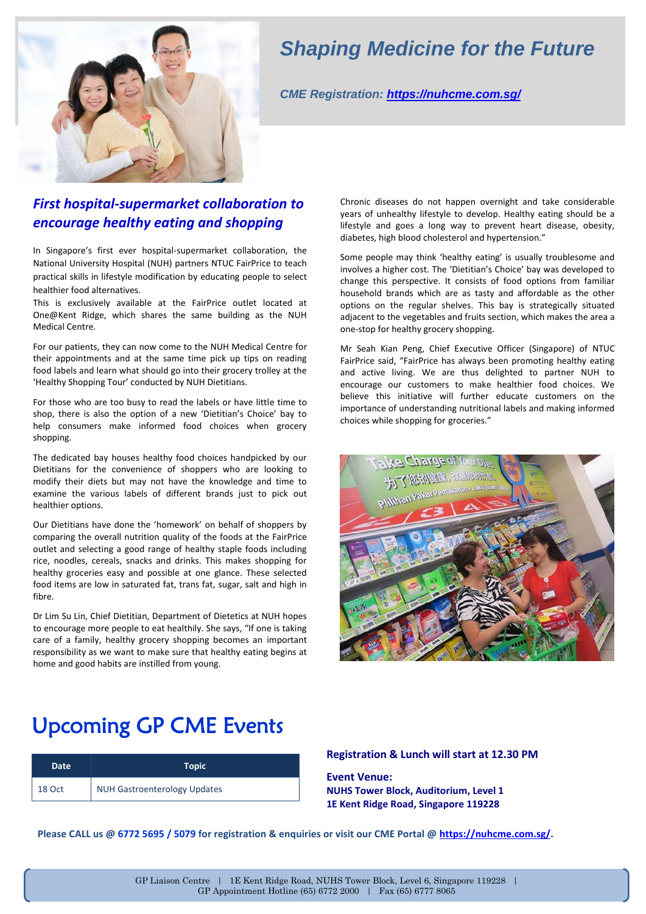# Shaping Medicine for the Future

*CME Registration: [https://nuhcme.com.sg/](https://nuhcme.com.sg/)*

## *First hospital-supermarket collaboration to encourage healthy eating and shopping*

In Singapore's first ever hospital-supermarket collaboration, the National University Hospital (NUH) partners NTUC FairPrice to teach practical skills in lifestyle modification by educating people to select healthier food alternatives.

This is exclusively available at the FairPrice outlet located at One@Kent Ridge, which shares the same building as the NUH Medical Centre.

For our patients, they can now come to the NUH Medical Centre for their appointments and at the same time pick up tips on reading food labels and learn what should go into their grocery trolley at the 'Healthy Shopping Tour' conducted by NUH Dietitians.

For those who are too busy to read the labels or have little time to shop, there is also the option of a new 'Dietitian's Choice' bay to help consumers make informed food choices when grocery shopping.

The dedicated bay houses healthy food choices handpicked by our Dietitians for the convenience of shoppers who are looking to modify their diets but may not have the knowledge and time to examine the various labels of different brands just to pick out healthier options.

Our Dietitians have done the 'homework' on behalf of shoppers by comparing the overall nutrition quality of the foods at the FairPrice outlet and selecting a good range of healthy staple foods including rice, noodles, cereals, snacks and drinks. This makes shopping for healthy groceries easy and possible at one glance. These selected food items are low in saturated fat, trans fat, sugar, salt and high in fibre.

Dr Lim Su Lin, Chief Dietitian, Department of Dietetics at NUH hopes to encourage more people to eat healthily. She says, "If one is taking care of a family, healthy grocery shopping becomes an important responsibility as we want to make sure that healthy eating begins at home and good habits are instilled from young.

Chronic diseases do not happen overnight and take considerable years of unhealthy lifestyle to develop. Healthy eating should be a lifestyle and goes a long way to prevent heart disease, obesity, diabetes, high blood cholesterol and hypertension."

Some people may think 'healthy eating' is usually troublesome and involves a higher cost. The 'Dietitian's Choice' bay was developed to change this perspective. It consists of food options from familiar household brands which are as tasty and affordable as the other options on the regular shelves. This bay is strategically situated adjacent to the vegetables and fruits section, which makes the area a one-stop for healthy grocery shopping.

Mr Seah Kian Peng, Chief Executive Officer (Singapore) of NTUC FairPrice said, "FairPrice has always been promoting healthy eating and active living. We are thus delighted to partner NUH to encourage our customers to make healthier food choices. We believe this initiative will further educate customers on the importance of understanding nutritional labels and making informed choices while shopping for groceries."

# Upcoming GP CME Events

| Date | Topic |
|---|---|
| 18 Oct | NUH Gastroenterology Updates |

**Registration & Lunch will start at 12.30 PM**

**Event Venue:**
**NUHS Tower Block, Auditorium, Level 1**
**1E Kent Ridge Road, Singapore 119228**

**Please CALL us @ 6772 5695 / 5079 for registration & enquiries or visit our CME Portal @ [https://nuhcme.com.sg/](https://nuhcme.com.sg/).**

GP Liaison Centre | 1E Kent Ridge Road, NUHS Tower Block, Level 6, Singapore 119228 |
GP Appointment Hotline (65) 6772 2000 | Fax (65) 6777 8065